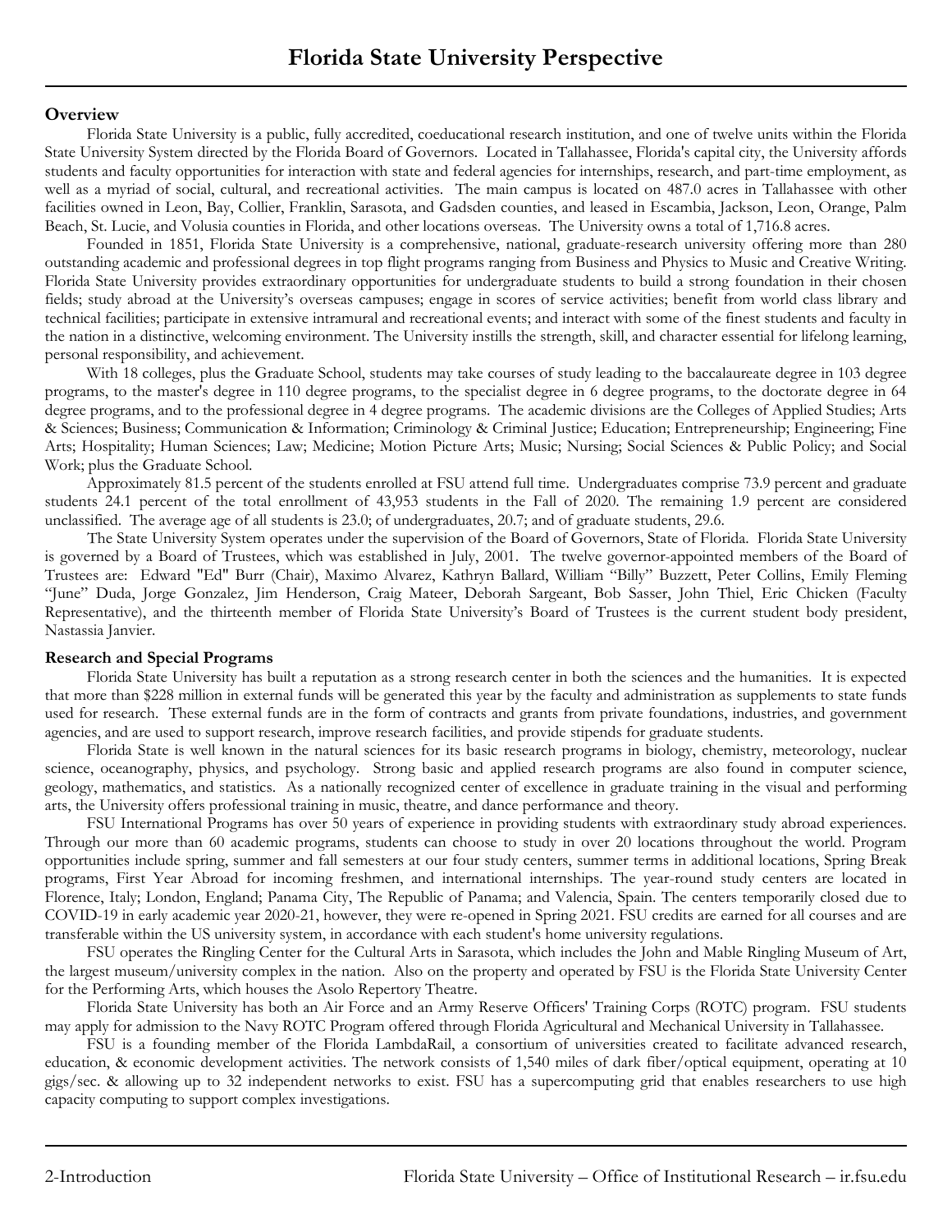# Florida State University Perspective

## Overview

Florida State University is a public, fully accredited, coeducational research institution, and one of twelve units within the Florida State University System directed by the Florida Board of Governors. Located in Tallahassee, Florida's capital city, the University affords students and faculty opportunities for interaction with state and federal agencies for internships, research, and part-time employment, as well as a myriad of social, cultural, and recreational activities. The main campus is located on 487.0 acres in Tallahassee with other facilities owned in Leon, Bay, Collier, Franklin, Sarasota, and Gadsden counties, and leased in Escambia, Jackson, Leon, Orange, Palm Beach, St. Lucie, and Volusia counties in Florida, and other locations overseas. The University owns a total of 1,716.8 acres.

Founded in 1851, Florida State University is a comprehensive, national, graduate-research university offering more than 280 outstanding academic and professional degrees in top flight programs ranging from Business and Physics to Music and Creative Writing. Florida State University provides extraordinary opportunities for undergraduate students to build a strong foundation in their chosen fields; study abroad at the University's overseas campuses; engage in scores of service activities; benefit from world class library and technical facilities; participate in extensive intramural and recreational events; and interact with some of the finest students and faculty in the nation in a distinctive, welcoming environment. The University instills the strength, skill, and character essential for lifelong learning, personal responsibility, and achievement.

With 18 colleges, plus the Graduate School, students may take courses of study leading to the baccalaureate degree in 103 degree programs, to the master's degree in 110 degree programs, to the specialist degree in 6 degree programs, to the doctorate degree in 64 degree programs, and to the professional degree in 4 degree programs. The academic divisions are the Colleges of Applied Studies; Arts & Sciences; Business; Communication & Information; Criminology & Criminal Justice; Education; Entrepreneurship; Engineering; Fine Arts; Hospitality; Human Sciences; Law; Medicine; Motion Picture Arts; Music; Nursing; Social Sciences & Public Policy; and Social Work; plus the Graduate School.

Approximately 81.5 percent of the students enrolled at FSU attend full time. Undergraduates comprise 73.9 percent and graduate students 24.1 percent of the total enrollment of 43,953 students in the Fall of 2020. The remaining 1.9 percent are considered unclassified. The average age of all students is 23.0; of undergraduates, 20.7; and of graduate students, 29.6.

The State University System operates under the supervision of the Board of Governors, State of Florida. Florida State University is governed by a Board of Trustees, which was established in July, 2001. The twelve governor-appointed members of the Board of Trustees are: Edward "Ed" Burr (Chair), Maximo Alvarez, Kathryn Ballard, William "Billy" Buzzett, Peter Collins, Emily Fleming "June" Duda, Jorge Gonzalez, Jim Henderson, Craig Mateer, Deborah Sargeant, Bob Sasser, John Thiel, Eric Chicken (Faculty Representative), and the thirteenth member of Florida State University's Board of Trustees is the current student body president, Nastassia Janvier.

## Research and Special Programs

Florida State University has built a reputation as a strong research center in both the sciences and the humanities. It is expected that more than $228 million in external funds will be generated this year by the faculty and administration as supplements to state funds used for research. These external funds are in the form of contracts and grants from private foundations, industries, and government agencies, and are used to support research, improve research facilities, and provide stipends for graduate students.

Florida State is well known in the natural sciences for its basic research programs in biology, chemistry, meteorology, nuclear science, oceanography, physics, and psychology. Strong basic and applied research programs are also found in computer science, geology, mathematics, and statistics. As a nationally recognized center of excellence in graduate training in the visual and performing arts, the University offers professional training in music, theatre, and dance performance and theory.

FSU International Programs has over 50 years of experience in providing students with extraordinary study abroad experiences. Through our more than 60 academic programs, students can choose to study in over 20 locations throughout the world. Program opportunities include spring, summer and fall semesters at our four study centers, summer terms in additional locations, Spring Break programs, First Year Abroad for incoming freshmen, and international internships. The year-round study centers are located in Florence, Italy; London, England; Panama City, The Republic of Panama; and Valencia, Spain. The centers temporarily closed due to COVID-19 in early academic year 2020-21, however, they were re-opened in Spring 2021. FSU credits are earned for all courses and are transferable within the US university system, in accordance with each student's home university regulations.

FSU operates the Ringling Center for the Cultural Arts in Sarasota, which includes the John and Mable Ringling Museum of Art, the largest museum/university complex in the nation. Also on the property and operated by FSU is the Florida State University Center for the Performing Arts, which houses the Asolo Repertory Theatre.

Florida State University has both an Air Force and an Army Reserve Officers' Training Corps (ROTC) program. FSU students may apply for admission to the Navy ROTC Program offered through Florida Agricultural and Mechanical University in Tallahassee.

FSU is a founding member of the Florida LambdaRail, a consortium of universities created to facilitate advanced research, education, & economic development activities. The network consists of 1,540 miles of dark fiber/optical equipment, operating at 10 gigs/sec. & allowing up to 32 independent networks to exist. FSU has a supercomputing grid that enables researchers to use high capacity computing to support complex investigations.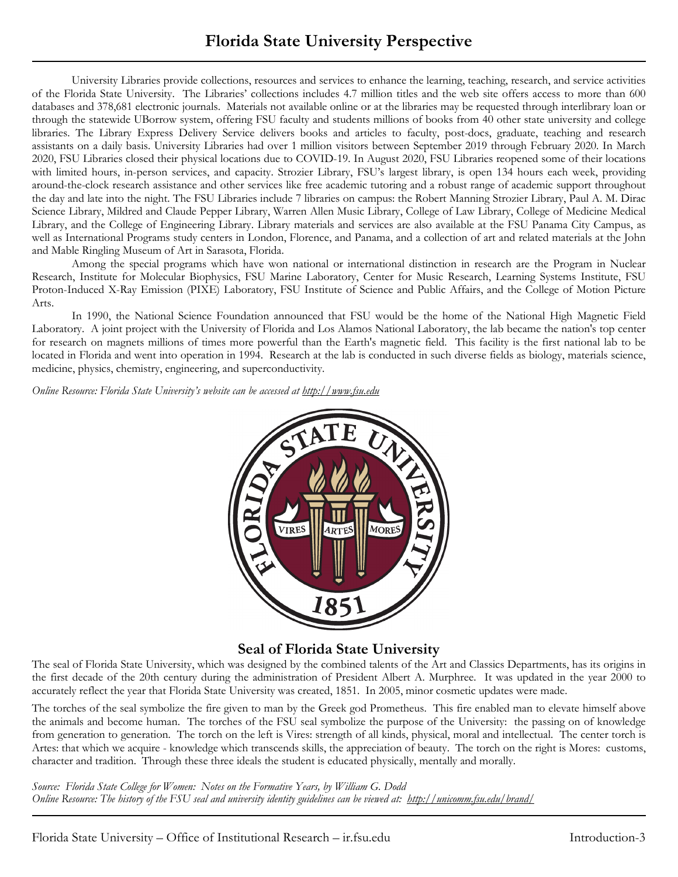# Florida State University Perspective

University Libraries provide collections, resources and services to enhance the learning, teaching, research, and service activities of the Florida State University. The Libraries' collections includes 4.7 million titles and the web site offers access to more than 600 databases and 378,681 electronic journals. Materials not available online or at the libraries may be requested through interlibrary loan or through the statewide UBorrow system, offering FSU faculty and students millions of books from 40 other state university and college libraries. The Library Express Delivery Service delivers books and articles to faculty, post-docs, graduate, teaching and research assistants on a daily basis. University Libraries had over 1 million visitors between September 2019 through February 2020. In March 2020, FSU Libraries closed their physical locations due to COVID-19. In August 2020, FSU Libraries reopened some of their locations with limited hours, in-person services, and capacity. Strozier Library, FSU's largest library, is open 134 hours each week, providing around-the-clock research assistance and other services like free academic tutoring and a robust range of academic support throughout the day and late into the night. The FSU Libraries include 7 libraries on campus: the Robert Manning Strozier Library, Paul A. M. Dirac Science Library, Mildred and Claude Pepper Library, Warren Allen Music Library, College of Law Library, College of Medicine Medical Library, and the College of Engineering Library. Library materials and services are also available at the FSU Panama City Campus, as well as International Programs study centers in London, Florence, and Panama, and a collection of art and related materials at the John and Mable Ringling Museum of Art in Sarasota, Florida.

Among the special programs which have won national or international distinction in research are the Program in Nuclear Research, Institute for Molecular Biophysics, FSU Marine Laboratory, Center for Music Research, Learning Systems Institute, FSU Proton-Induced X-Ray Emission (PIXE) Laboratory, FSU Institute of Science and Public Affairs, and the College of Motion Picture Arts.

In 1990, the National Science Foundation announced that FSU would be the home of the National High Magnetic Field Laboratory. A joint project with the University of Florida and Los Alamos National Laboratory, the lab became the nation's top center for research on magnets millions of times more powerful than the Earth's magnetic field. This facility is the first national lab to be located in Florida and went into operation in 1994. Research at the lab is conducted in such diverse fields as biology, materials science, medicine, physics, chemistry, engineering, and superconductivity.

*Online Resource: Florida State University's website can be accessed at http://www.fsu.edu*

## Seal of Florida State University

The seal of Florida State University, which was designed by the combined talents of the Art and Classics Departments, has its origins in the first decade of the 20th century during the administration of President Albert A. Murphree. It was updated in the year 2000 to accurately reflect the year that Florida State University was created, 1851. In 2005, minor cosmetic updates were made.

The torches of the seal symbolize the fire given to man by the Greek god Prometheus. This fire enabled man to elevate himself above the animals and become human. The torches of the FSU seal symbolize the purpose of the University: the passing on of knowledge from generation to generation. The torch on the left is Vires: strength of all kinds, physical, moral and intellectual. The center torch is Artes: that which we acquire - knowledge which transcends skills, the appreciation of beauty. The torch on the right is Mores: customs, character and tradition. Through these three ideals the student is educated physically, mentally and morally.

*Source: Florida State College for Women: Notes on the Formative Years, by William G. Dodd*
*Online Resource: The history of the FSU seal and university identity guidelines can be viewed at: http://unicomm.fsu.edu/brand/*